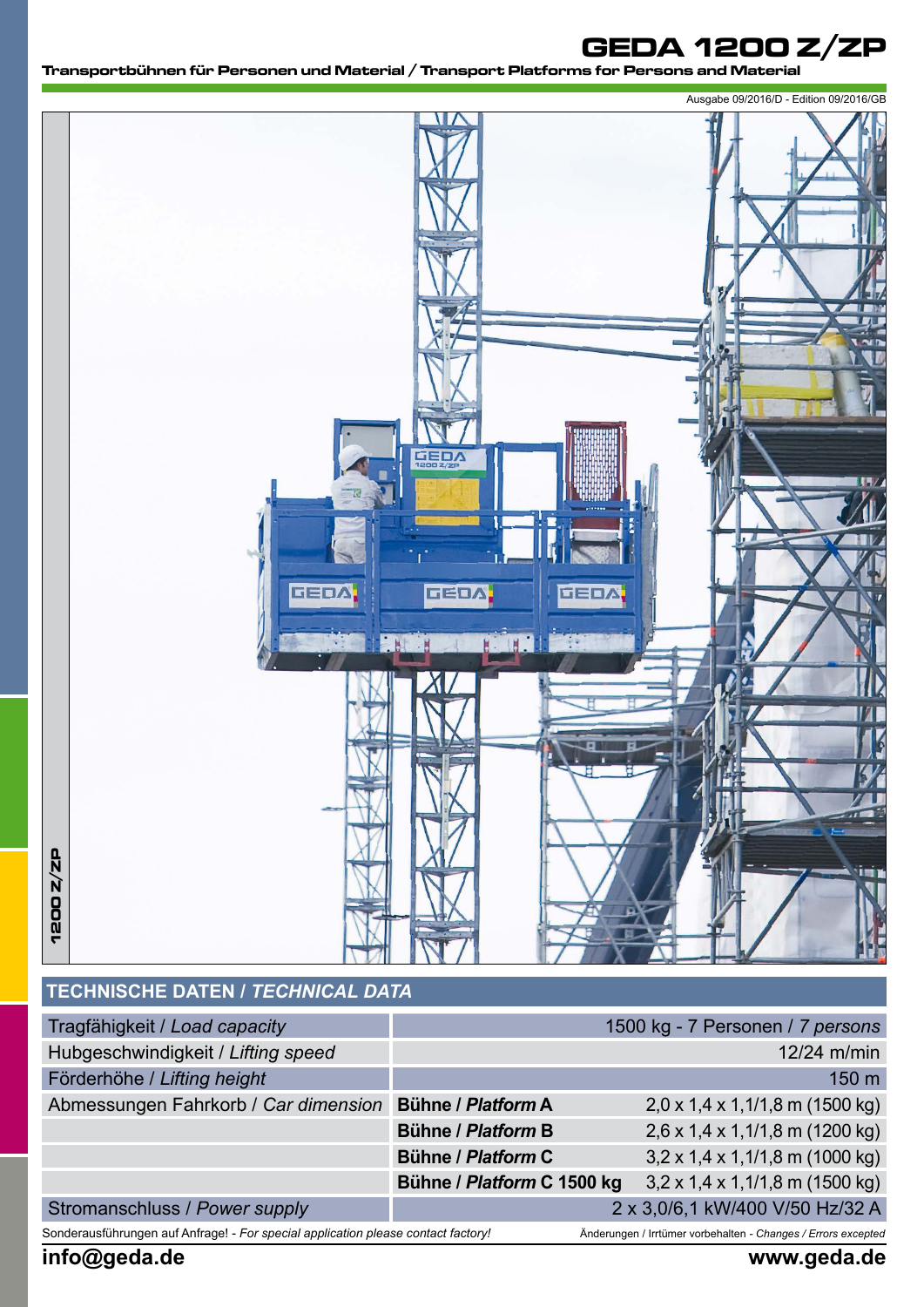# GEDA 1200 Z/ZP

**Transportbühnen für Personen und Material / Transport Platforms for Persons and Material**

Ausgabe 09/2016/D - Edition 09/2016/GB

1200 Z/ZP

## TECHNISCHE DATEN / *TECHNICAL DATA*

| | | |
|---|---|---|
| Tragfähigkeit / *Load capacity* | | 1500 kg - 7 Personen / *7 persons* |
| Hubgeschwindigkeit / *Lifting speed* | | 12/24 m/min |
| Förderhöhe / *Lifting height* | | 150 m |
| Abmessungen Fahrkorb / *Car dimension* | **Bühne / *Platform* A** | 2,0 x 1,4 x 1,1/1,8 m (1500 kg) |
| | **Bühne / *Platform* B** | 2,6 x 1,4 x 1,1/1,8 m (1200 kg) |
| | **Bühne / *Platform* C** | 3,2 x 1,4 x 1,1/1,8 m (1000 kg) |
| | **Bühne / *Platform* C 1500 kg** | 3,2 x 1,4 x 1,1/1,8 m (1500 kg) |
| Stromanschluss / *Power supply* | | 2 x 3,0/6,1 kW/400 V/50 Hz/32 A |

Sonderausführungen auf Anfrage! - *For special application please contact factory!*

Änderungen / Irrtümer vorbehalten - *Changes / Errors excepted*

**info@geda.de** **www.geda.de**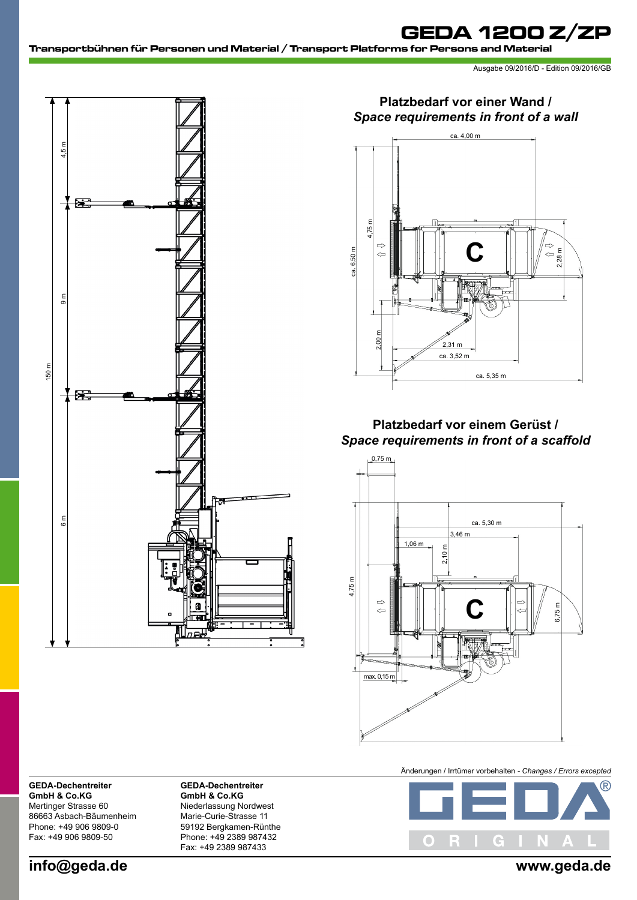# GEDA 1200 Z/ZP

**Transportbühnen für Personen und Material / Transport Platforms for Persons and Material**

Ausgabe 09/2016/D - Edition 09/2016/GB

4,5 m

9 m

150 m

6 m

## Platzbedarf vor einer Wand / *Space requirements in front of a wall*

ca. 4,00 m

ca. 6,50 m

4,75 m

2,28 m

C

2,00 m

2,31 m

ca. 3,52 m

ca. 5,35 m

## Platzbedarf vor einem Gerüst / *Space requirements in front of a scaffold*

0,75 m

ca. 5,30 m

3,46 m

1,06 m

2,10 m

4,75 m

C

6,75 m

max. 0,15 m

Änderungen / Irrtümer vorbehalten - *Changes / Errors excepted*

**GEDA-Dechentreiter GmbH & Co.KG**
Mertinger Strasse 60
86663 Asbach-Bäumenheim
Phone: +49 906 9809-0
Fax: +49 906 9809-50

**GEDA-Dechentreiter GmbH & Co.KG**
Niederlassung Nordwest
Marie-Curie-Strasse 11
59192 Bergkamen-Rünthe
Phone: +49 2389 987432
Fax: +49 2389 987433

GEDA® ORIGINAL

**info@geda.de**

**www.geda.de**